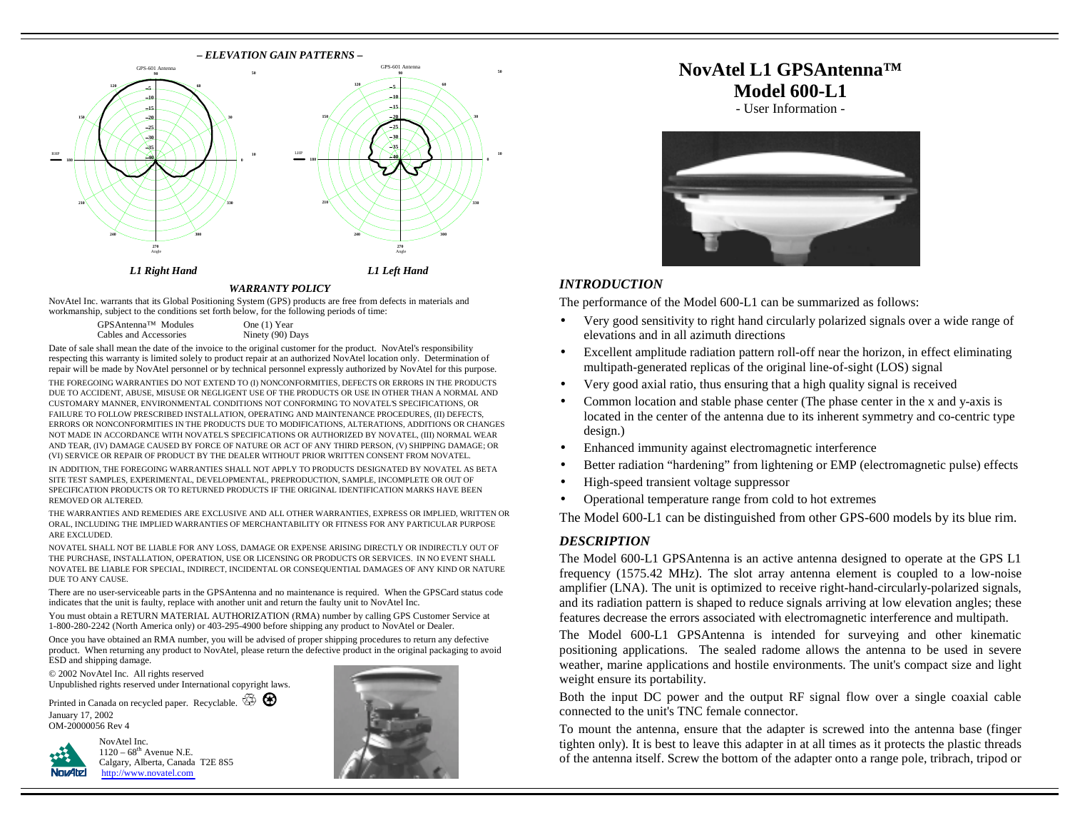*– ELEVATION GAIN PATTERNS –*

*L1 Right Hand*

*L1 Left Hand*

### *WARRANTY POLICY*

NovAtel Inc. warrants that its Global Positioning System (GPS) products are free from defects in materials and workmanship, subject to the conditions set forth below, for the following periods of time:

| | |
|---|---|
| GPSAntenna™ Modules | One (1) Year |
| Cables and Accessories | Ninety (90) Days |

Date of sale shall mean the date of the invoice to the original customer for the product. NovAtel's responsibility respecting this warranty is limited solely to product repair at an authorized NovAtel location only. Determination of repair will be made by NovAtel personnel or by technical personnel expressly authorized by NovAtel for this purpose.

THE FOREGOING WARRANTIES DO NOT EXTEND TO (I) NONCONFORMITIES, DEFECTS OR ERRORS IN THE PRODUCTS DUE TO ACCIDENT, ABUSE, MISUSE OR NEGLIGENT USE OF THE PRODUCTS OR USE IN OTHER THAN A NORMAL AND CUSTOMARY MANNER, ENVIRONMENTAL CONDITIONS NOT CONFORMING TO NOVATEL'S SPECIFICATIONS, OR FAILURE TO FOLLOW PRESCRIBED INSTALLATION, OPERATING AND MAINTENANCE PROCEDURES, (II) DEFECTS, ERRORS OR NONCONFORMITIES IN THE PRODUCTS DUE TO MODIFICATIONS, ALTERATIONS, ADDITIONS OR CHANGES NOT MADE IN ACCORDANCE WITH NOVATEL'S SPECIFICATIONS OR AUTHORIZED BY NOVATEL, (III) NORMAL WEAR AND TEAR, (IV) DAMAGE CAUSED BY FORCE OF NATURE OR ACT OF ANY THIRD PERSON, (V) SHIPPING DAMAGE; OR (VI) SERVICE OR REPAIR OF PRODUCT BY THE DEALER WITHOUT PRIOR WRITTEN CONSENT FROM NOVATEL.

IN ADDITION, THE FOREGOING WARRANTIES SHALL NOT APPLY TO PRODUCTS DESIGNATED BY NOVATEL AS BETA SITE TEST SAMPLES, EXPERIMENTAL, DEVELOPMENTAL, PREPRODUCTION, SAMPLE, INCOMPLETE OR OUT OF SPECIFICATION PRODUCTS OR TO RETURNED PRODUCTS IF THE ORIGINAL IDENTIFICATION MARKS HAVE BEEN REMOVED OR ALTERED.

THE WARRANTIES AND REMEDIES ARE EXCLUSIVE AND ALL OTHER WARRANTIES, EXPRESS OR IMPLIED, WRITTEN OR ORAL, INCLUDING THE IMPLIED WARRANTIES OF MERCHANTABILITY OR FITNESS FOR ANY PARTICULAR PURPOSE ARE EXCLUDED.

NOVATEL SHALL NOT BE LIABLE FOR ANY LOSS, DAMAGE OR EXPENSE ARISING DIRECTLY OR INDIRECTLY OUT OF THE PURCHASE, INSTALLATION, OPERATION, USE OR LICENSING OR PRODUCTS OR SERVICES. IN NO EVENT SHALL NOVATEL BE LIABLE FOR SPECIAL, INDIRECT, INCIDENTAL OR CONSEQUENTIAL DAMAGES OF ANY KIND OR NATURE DUE TO ANY CAUSE.

There are no user-serviceable parts in the GPSAntenna and no maintenance is required. When the GPSCard status code indicates that the unit is faulty, replace with another unit and return the faulty unit to NovAtel Inc.

You must obtain a RETURN MATERIAL AUTHORIZATION (RMA) number by calling GPS Customer Service at 1-800-280-2242 (North America only) or 403-295-4900 before shipping any product to NovAtel or Dealer.

Once you have obtained an RMA number, you will be advised of proper shipping procedures to return any defective product. When returning any product to NovAtel, please return the defective product in the original packaging to avoid ESD and shipping damage.

© 2002 NovAtel Inc. All rights reserved
Unpublished rights reserved under International copyright laws.

Printed in Canada on recycled paper. Recyclable.

January 17, 2002
OM-20000056 Rev 4

NovAtel Inc.
1120 – 68th Avenue N.E.
Calgary, Alberta, Canada T2E 8S5
http://www.novatel.com

# NovAtel L1 GPSAntenna™ Model 600-L1

- User Information -

## *INTRODUCTION*

The performance of the Model 600-L1 can be summarized as follows:

- Very good sensitivity to right hand circularly polarized signals over a wide range of elevations and in all azimuth directions
- Excellent amplitude radiation pattern roll-off near the horizon, in effect eliminating multipath-generated replicas of the original line-of-sight (LOS) signal
- Very good axial ratio, thus ensuring that a high quality signal is received
- Common location and stable phase center (The phase center in the x and y-axis is located in the center of the antenna due to its inherent symmetry and co-centric type design.)
- Enhanced immunity against electromagnetic interference
- Better radiation "hardening" from lightening or EMP (electromagnetic pulse) effects
- High-speed transient voltage suppressor
- Operational temperature range from cold to hot extremes

The Model 600-L1 can be distinguished from other GPS-600 models by its blue rim.

## *DESCRIPTION*

The Model 600-L1 GPSAntenna is an active antenna designed to operate at the GPS L1 frequency (1575.42 MHz). The slot array antenna element is coupled to a low-noise amplifier (LNA). The unit is optimized to receive right-hand-circularly-polarized signals, and its radiation pattern is shaped to reduce signals arriving at low elevation angles; these features decrease the errors associated with electromagnetic interference and multipath.

The Model 600-L1 GPSAntenna is intended for surveying and other kinematic positioning applications. The sealed radome allows the antenna to be used in severe weather, marine applications and hostile environments. The unit's compact size and light weight ensure its portability.

Both the input DC power and the output RF signal flow over a single coaxial cable connected to the unit's TNC female connector.

To mount the antenna, ensure that the adapter is screwed into the antenna base (finger tighten only). It is best to leave this adapter in at all times as it protects the plastic threads of the antenna itself. Screw the bottom of the adapter onto a range pole, tribrach, tripod or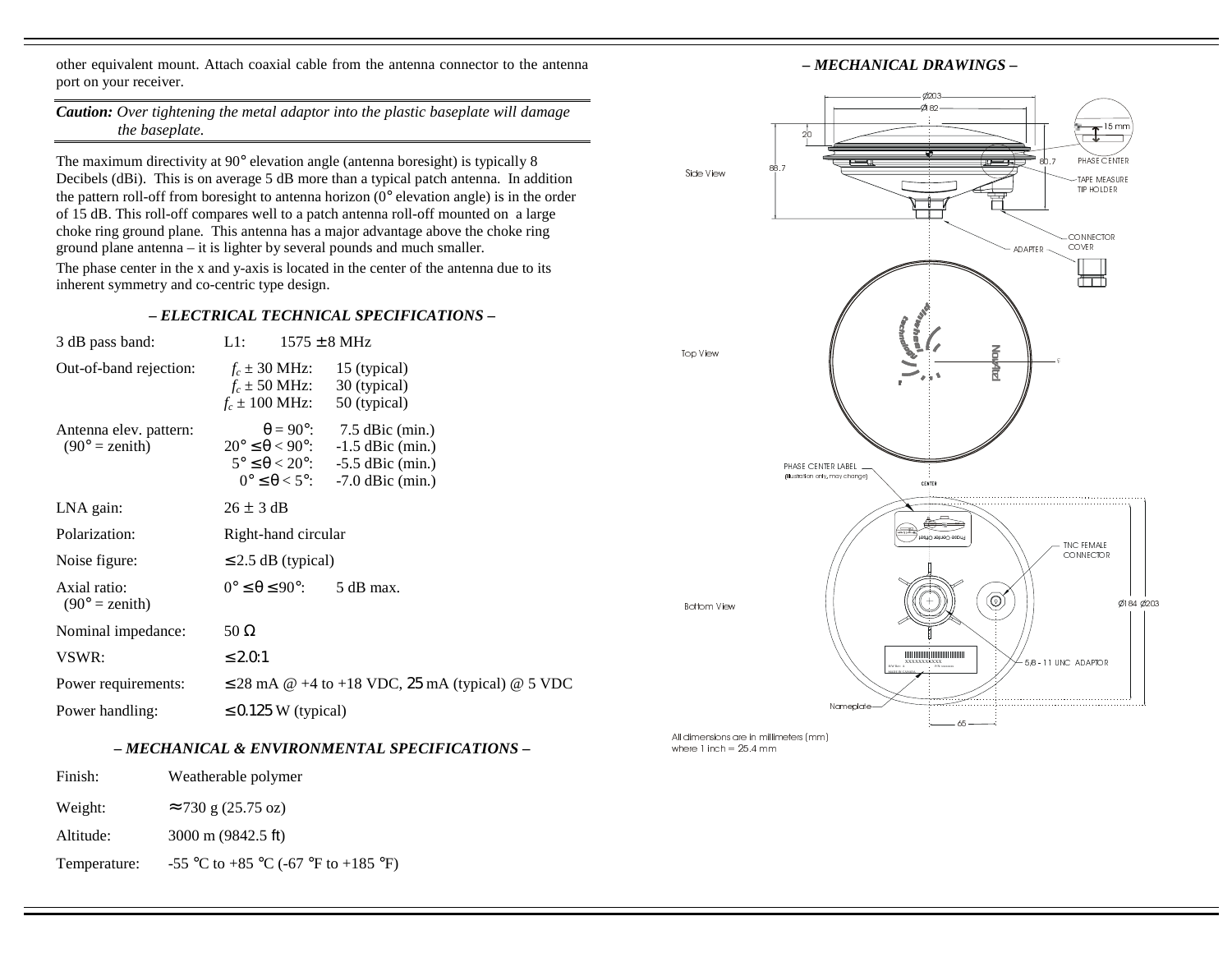other equivalent mount. Attach coaxial cable from the antenna connector to the antenna port on your receiver.

***Caution:*** *Over tightening the metal adaptor into the plastic baseplate will damage the baseplate.*

The maximum directivity at 90° elevation angle (antenna boresight) is typically 8 Decibels (dBi). This is on average 5 dB more than a typical patch antenna. In addition the pattern roll-off from boresight to antenna horizon (0° elevation angle) is in the order of 15 dB. This roll-off compares well to a patch antenna roll-off mounted on a large choke ring ground plane. This antenna has a major advantage above the choke ring ground plane antenna – it is lighter by several pounds and much smaller.

The phase center in the x and y-axis is located in the center of the antenna due to its inherent symmetry and co-centric type design.

### *– ELECTRICAL TECHNICAL SPECIFICATIONS –*

| | | |
|---|---|---|
| 3 dB pass band: | L1: 1575 ± 8 MHz | |
| Out-of-band rejection: | $f_c$ ± 30 MHz: | 15 (typical) |
| | $f_c$ ± 50 MHz: | 30 (typical) |
| | $f_c$ ± 100 MHz: | 50 (typical) |
| Antenna elev. pattern: (90° = zenith) | $\theta = 90°$: | 7.5 dBic (min.) |
| | $20° \leq \theta < 90°$: | -1.5 dBic (min.) |
| | $5° \leq \theta < 20°$: | -5.5 dBic (min.) |
| | $0° \leq \theta < 5°$: | -7.0 dBic (min.) |
| LNA gain: | 26 ± 3 dB | |
| Polarization: | Right-hand circular | |
| Noise figure: | ≤ 2.5 dB (typical) | |
| Axial ratio: (90° = zenith) | $0° \leq \theta \leq 90°$: | 5 dB max. |
| Nominal impedance: | 50 Ω | |
| VSWR: | ≤ 2.0:1 | |
| Power requirements: | ≤ 28 mA @ +4 to +18 VDC, 25 mA (typical) @ 5 VDC | |
| Power handling: | ≤ 0.125 W (typical) | |

### *– MECHANICAL & ENVIRONMENTAL SPECIFICATIONS –*

| | |
|---|---|
| Finish: | Weatherable polymer |
| Weight: | ≈ 730 g (25.75 oz) |
| Altitude: | 3000 m (9842.5 ft) |
| Temperature: | -55 °C to +85 °C (-67 °F to +185 °F) |

### *– MECHANICAL DRAWINGS –*

Side View

Ø203
Ø182
20
88.7
80.7
15 mm
PHASE CENTER
TAPE MEASURE TIP HOLDER
CONNECTOR COVER
ADAPTER

Top View

PHASE CENTER LABEL (illustration only, may change)

Bottom View

TNC FEMALE CONNECTOR
Ø184 Ø203
5/8 - 11 UNC ADAPTOR
Nameplate
65

All dimensions are in millimeters (mm) where 1 inch = 25.4 mm